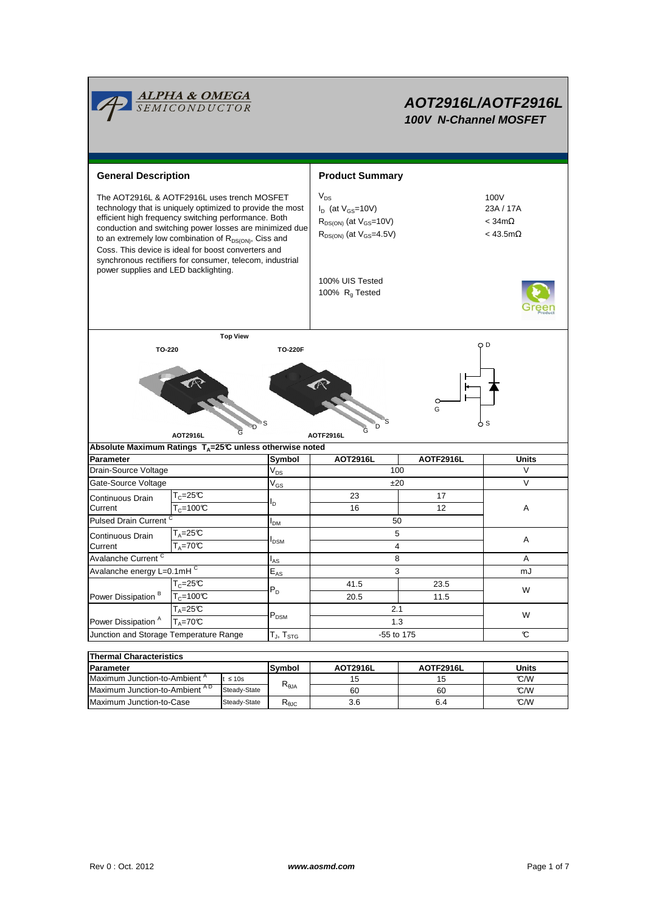# AOT2916L/AOTF2916L

## 100V N-Channel MOSFET

## General Description

The AOT2916L & AOTF2916L uses trench MOSFET technology that is uniquely optimized to provide the most efficient high frequency switching performance. Both conduction and switching power losses are minimized due to an extremely low combination of $R_{DS(ON)}$, Ciss and Coss. This device is ideal for boost converters and synchronous rectifiers for consumer, telecom, industrial power supplies and LED backlighting.

## Product Summary

| | |
|---|---|
| $V_{DS}$ | 100V |
| $I_D$ (at $V_{GS}$=10V) | 23A / 17A |
| $R_{DS(ON)}$ (at $V_{GS}$=10V) | < 34mΩ |
| $R_{DS(ON)}$ (at $V_{GS}$=4.5V) | < 43.5mΩ |

100% UIS Tested
100% $R_g$ Tested

Top View

TO-220 — AOT2916L (G D S)

TO-220F — AOTF2916L (G D S)

### Absolute Maximum Ratings $T_A$=25°C unless otherwise noted

| Parameter | | Symbol | AOT2916L | AOTF2916L | Units |
|---|---|---|---|---|---|
| Drain-Source Voltage | | $V_{DS}$ | 100 | | V |
| Gate-Source Voltage | | $V_{GS}$ | ±20 | | V |
| Continuous Drain Current | $T_C$=25°C | $I_D$ | 23 | 17 | A |
| | $T_C$=100°C | | 16 | 12 | |
| Pulsed Drain Current [C] | | $I_{DM}$ | 50 | | |
| Continuous Drain Current | $T_A$=25°C | $I_{DSM}$ | 5 | | A |
| | $T_A$=70°C | | 4 | | |
| Avalanche Current [C] | | $I_{AS}$ | 8 | | A |
| Avalanche energy L=0.1mH [C] | | $E_{AS}$ | 3 | | mJ |
| Power Dissipation [B] | $T_C$=25°C | $P_D$ | 41.5 | 23.5 | W |
| | $T_C$=100°C | | 20.5 | 11.5 | |
| Power Dissipation [A] | $T_A$=25°C | $P_{DSM}$ | 2.1 | | W |
| | $T_A$=70°C | | 1.3 | | |
| Junction and Storage Temperature Range | | $T_J$, $T_{STG}$ | -55 to 175 | | °C |

### Thermal Characteristics

| Parameter | | Symbol | AOT2916L | AOTF2916L | Units |
|---|---|---|---|---|---|
| Maximum Junction-to-Ambient [A] | t ≤ 10s | $R_{\theta JA}$ | 15 | 15 | °C/W |
| Maximum Junction-to-Ambient [AD] | Steady-State | | 60 | 60 | °C/W |
| Maximum Junction-to-Case | Steady-State | $R_{\theta JC}$ | 3.6 | 6.4 | °C/W |

Rev 0 : Oct. 2012 www.aosmd.com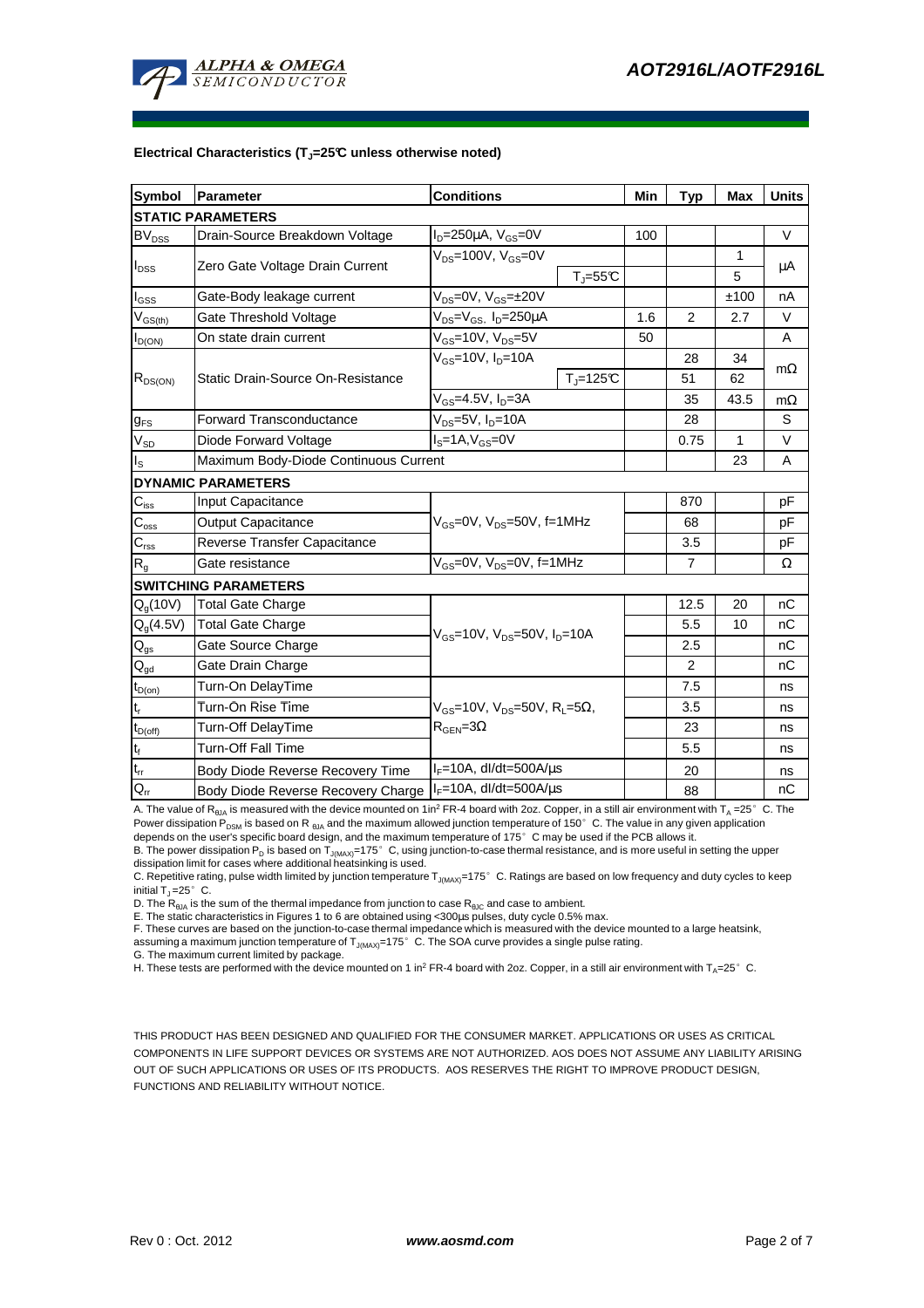### Electrical Characteristics ($T_J$=25°C unless otherwise noted)

| Symbol | Parameter | Conditions | | Min | Typ | Max | Units |
|---|---|---|---|---|---|---|---|
| **STATIC PARAMETERS** | | | | | | | |
| $BV_{DSS}$ | Drain-Source Breakdown Voltage | $I_D$=250µA, $V_{GS}$=0V | | 100 | | | V |
| $I_{DSS}$ | Zero Gate Voltage Drain Current | $V_{DS}$=100V, $V_{GS}$=0V | | | | 1 | µA |
| | | | $T_J$=55°C | | | 5 | |
| $I_{GSS}$ | Gate-Body leakage current | $V_{DS}$=0V, $V_{GS}$=±20V | | | | ±100 | nA |
| $V_{GS(th)}$ | Gate Threshold Voltage | $V_{DS}$=$V_{GS}$, $I_D$=250µA | | 1.6 | 2 | 2.7 | V |
| $I_{D(ON)}$ | On state drain current | $V_{GS}$=10V, $V_{DS}$=5V | | 50 | | | A |
| $R_{DS(ON)}$ | Static Drain-Source On-Resistance | $V_{GS}$=10V, $I_D$=10A | | | 28 | 34 | mΩ |
| | | | $T_J$=125°C | | 51 | 62 | |
| | | $V_{GS}$=4.5V, $I_D$=3A | | | 35 | 43.5 | mΩ |
| $g_{FS}$ | Forward Transconductance | $V_{DS}$=5V, $I_D$=10A | | | 28 | | S |
| $V_{SD}$ | Diode Forward Voltage | $I_S$=1A,$V_{GS}$=0V | | | 0.75 | 1 | V |
| $I_S$ | Maximum Body-Diode Continuous Current | | | | | 23 | A |
| **DYNAMIC PARAMETERS** | | | | | | | |
| $C_{iss}$ | Input Capacitance | $V_{GS}$=0V, $V_{DS}$=50V, f=1MHz | | | 870 | | pF |
| $C_{oss}$ | Output Capacitance | | | | 68 | | pF |
| $C_{rss}$ | Reverse Transfer Capacitance | | | | 3.5 | | pF |
| $R_g$ | Gate resistance | $V_{GS}$=0V, $V_{DS}$=0V, f=1MHz | | | 7 | | Ω |
| **SWITCHING PARAMETERS** | | | | | | | |
| $Q_g$(10V) | Total Gate Charge | $V_{GS}$=10V, $V_{DS}$=50V, $I_D$=10A | | | 12.5 | 20 | nC |
| $Q_g$(4.5V) | Total Gate Charge | | | | 5.5 | 10 | nC |
| $Q_{gs}$ | Gate Source Charge | | | | 2.5 | | nC |
| $Q_{gd}$ | Gate Drain Charge | | | | 2 | | nC |
| $t_{D(on)}$ | Turn-On DelayTime | $V_{GS}$=10V, $V_{DS}$=50V, $R_L$=5Ω, $R_{GEN}$=3Ω | | | 7.5 | | ns |
| $t_r$ | Turn-On Rise Time | | | | 3.5 | | ns |
| $t_{D(off)}$ | Turn-Off DelayTime | | | | 23 | | ns |
| $t_f$ | Turn-Off Fall Time | | | | 5.5 | | ns |
| $t_{rr}$ | Body Diode Reverse Recovery Time | $I_F$=10A, dI/dt=500A/µs | | | 20 | | ns |
| $Q_{rr}$ | Body Diode Reverse Recovery Charge | $I_F$=10A, dI/dt=500A/µs | | | 88 | | nC |

A. The value of $R_{\theta JA}$ is measured with the device mounted on 1in² FR-4 board with 2oz. Copper, in a still air environment with $T_A$ =25° C. The Power dissipation $P_{DSM}$ is based on $R_{\theta JA}$ and the maximum allowed junction temperature of 150° C. The value in any given application depends on the user's specific board design, and the maximum temperature of 175° C may be used if the PCB allows it.

B. The power dissipation $P_D$ is based on $T_{J(MAX)}$=175° C, using junction-to-case thermal resistance, and is more useful in setting the upper dissipation limit for cases where additional heatsinking is used.

C. Repetitive rating, pulse width limited by junction temperature $T_{J(MAX)}$=175° C. Ratings are based on low frequency and duty cycles to keep initial $T_J$ =25° C.

D. The $R_{\theta JA}$ is the sum of the thermal impedance from junction to case $R_{\theta JC}$ and case to ambient.

E. The static characteristics in Figures 1 to 6 are obtained using <300µs pulses, duty cycle 0.5% max.

F. These curves are based on the junction-to-case thermal impedance which is measured with the device mounted to a large heatsink, assuming a maximum junction temperature of $T_{J(MAX)}$=175° C. The SOA curve provides a single pulse rating.

G. The maximum current limited by package.

H. These tests are performed with the device mounted on 1 in² FR-4 board with 2oz. Copper, in a still air environment with $T_A$=25° C.

THIS PRODUCT HAS BEEN DESIGNED AND QUALIFIED FOR THE CONSUMER MARKET. APPLICATIONS OR USES AS CRITICAL COMPONENTS IN LIFE SUPPORT DEVICES OR SYSTEMS ARE NOT AUTHORIZED. AOS DOES NOT ASSUME ANY LIABILITY ARISING OUT OF SUCH APPLICATIONS OR USES OF ITS PRODUCTS. AOS RESERVES THE RIGHT TO IMPROVE PRODUCT DESIGN, FUNCTIONS AND RELIABILITY WITHOUT NOTICE.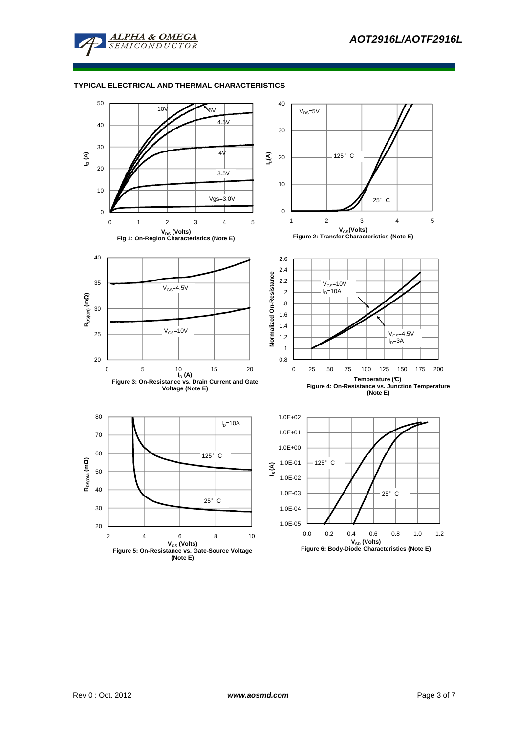## TYPICAL ELECTRICAL AND THERMAL CHARACTERISTICS

Fig 1: On-Region Characteristics (Note E)

Figure 2: Transfer Characteristics (Note E)

Figure 3: On-Resistance vs. Drain Current and Gate Voltage (Note E)

Figure 4: On-Resistance vs. Junction Temperature (Note E)

Figure 5: On-Resistance vs. Gate-Source Voltage (Note E)

Figure 6: Body-Diode Characteristics (Note E)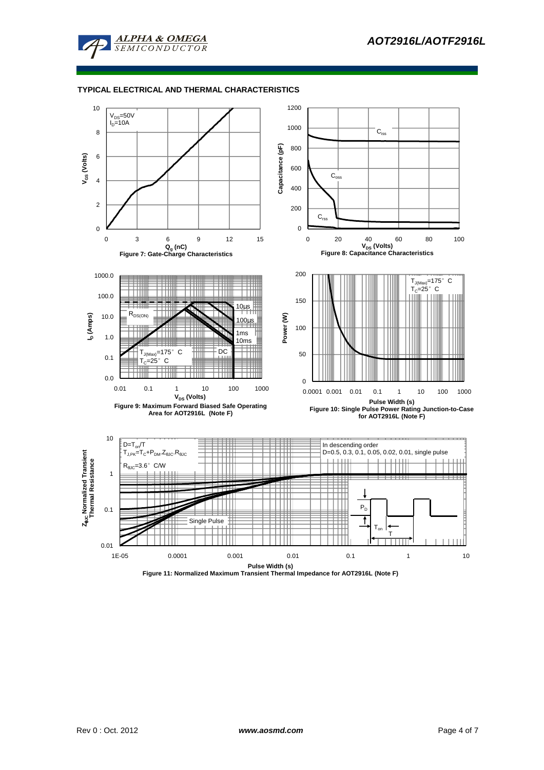## TYPICAL ELECTRICAL AND THERMAL CHARACTERISTICS

$V_{DS}$=50V
$I_D$=10A

$V_{GS}$ (Volts)

$Q_g$ (nC)

Figure 7: Gate-Charge Characteristics

$C_{iss}$

$C_{oss}$

$C_{rss}$

Capacitance (pF)

$V_{DS}$ (Volts)

Figure 8: Capacitance Characteristics

$R_{DS(ON)}$

10µs

100µs

1ms

10ms

DC

$T_{J(Max)}$=175° C
$T_C$=25° C

$I_D$ (Amps)

$V_{DS}$ (Volts)

Figure 9: Maximum Forward Biased Safe Operating Area for AOT2916L (Note F)

$T_{J(Max)}$=175° C
$T_C$=25° C

Power (W)

Pulse Width (s)

Figure 10: Single Pulse Power Rating Junction-to-Case for AOT2916L (Note F)

D=$T_{on}$/T
$T_{J,PK}$=$T_C$+$P_{DM}$.$Z_{\theta JC}$.$R_{\theta JC}$

$R_{\theta JC}$=3.6° C/W

In descending order
D=0.5, 0.3, 0.1, 0.05, 0.02, 0.01, single pulse

Single Pulse

$P_D$

$T_{on}$

T

$Z_{\theta JC}$ Normalized Transient Thermal Resistance

Pulse Width (s)

Figure 11: Normalized Maximum Transient Thermal Impedance for AOT2916L (Note F)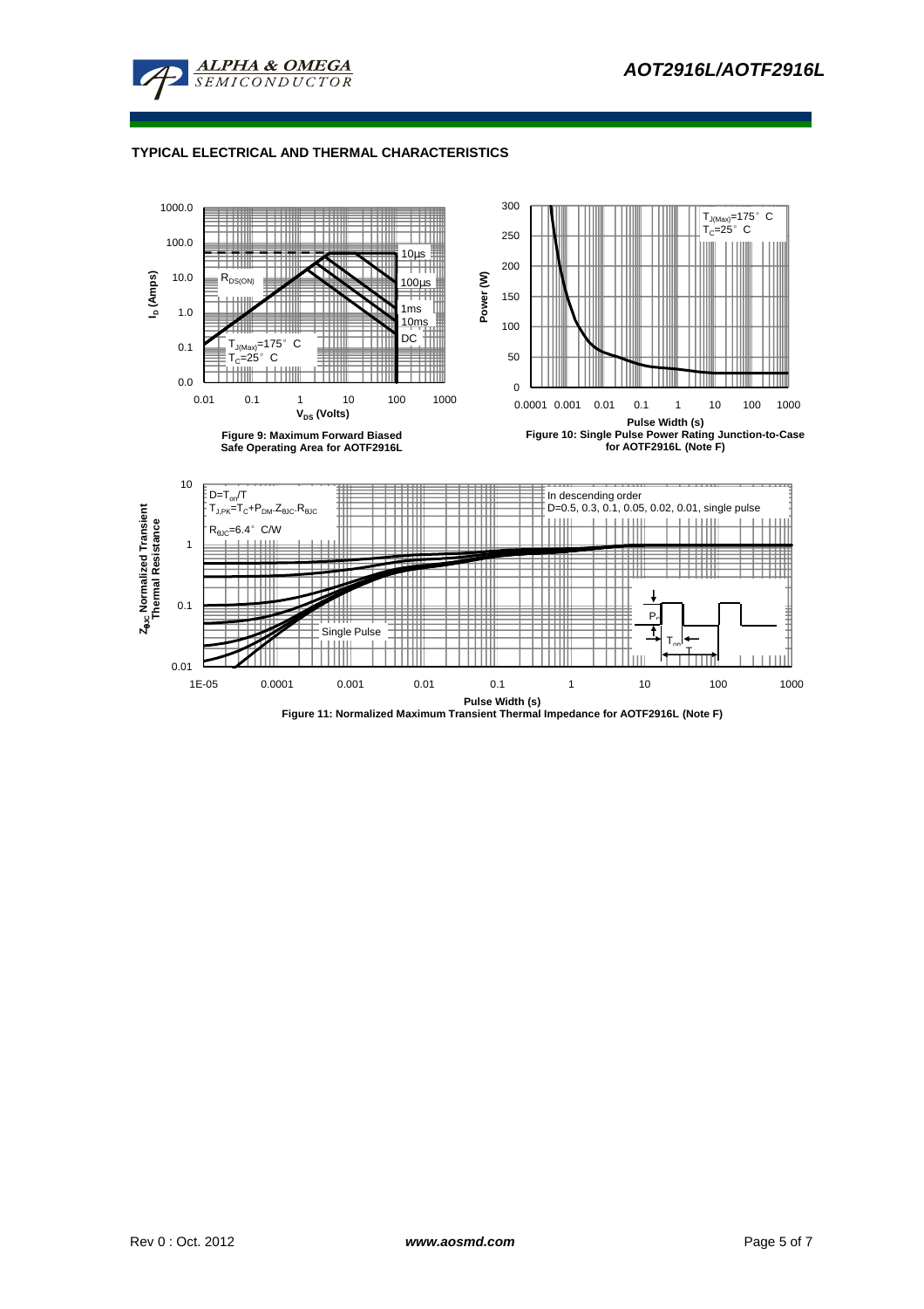## TYPICAL ELECTRICAL AND THERMAL CHARACTERISTICS

Figure 9: Maximum Forward Biased Safe Operating Area for AOTF2916L

Figure 10: Single Pulse Power Rating Junction-to-Case for AOTF2916L (Note F)

Figure 11: Normalized Maximum Transient Thermal Impedance for AOTF2916L (Note F)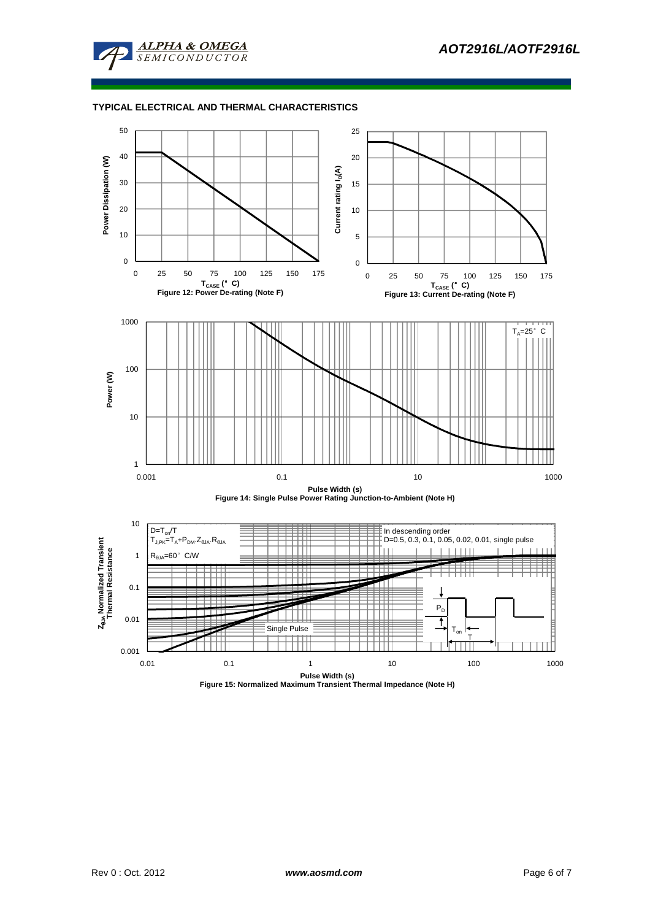## TYPICAL ELECTRICAL AND THERMAL CHARACTERISTICS

Power Dissipation (W)

$T_{CASE}$ (°C)

Figure 12: Power De-rating (Note F)

Current rating $I_D$(A)

$T_{CASE}$ (°C)

Figure 13: Current De-rating (Note F)

$T_A$=25°C

Power (W)

Pulse Width (s)

Figure 14: Single Pulse Power Rating Junction-to-Ambient (Note H)

$D=T_{on}/T$

$T_{J,PK}=T_A+P_{DM}.Z_{\theta JA}.R_{\theta JA}$

$R_{\theta JA}$=60°C/W

In descending order
D=0.5, 0.3, 0.1, 0.05, 0.02, 0.01, single pulse

Single Pulse

$P_D$

$T_{on}$

T

$Z_{\theta JA}$ Normalized Transient Thermal Resistance

Pulse Width (s)

Figure 15: Normalized Maximum Transient Thermal Impedance (Note H)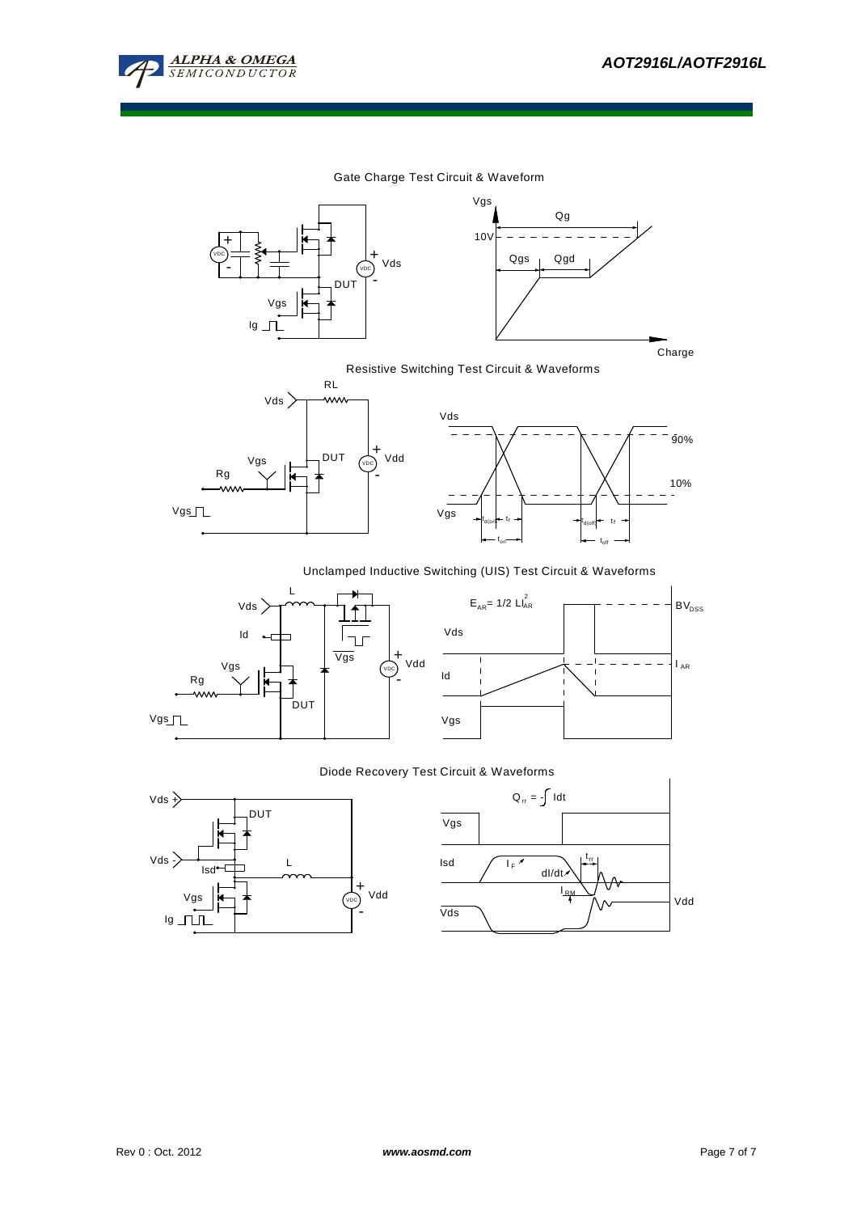## Gate Charge Test Circuit & Waveform

VDC
+
-
DUT
Vgs
Ig
VDC
+
Vds
-

Vgs
Qg
10V
Qgs
Qgd
Charge

## Resistive Switching Test Circuit & Waveforms

RL
Vds
Vgs
DUT
Rg
VDC
+
Vdd
-
Vgs

Vds
90%
10%
Vgs
$t_{d(on)}$
$t_r$
$t_{on}$
$t_{d(off)}$
$t_f$
$t_{off}$

## Unclamped Inductive Switching (UIS) Test Circuit & Waveforms

L
Vds
Id
Vgs
Rg
DUT
Vgs
VDC
+
Vdd
-
Vgs

$E_{AR} = 1/2\ LI_{AR}^2$
$BV_{DSS}$
Vds
Id
$I_{AR}$
Vgs

## Diode Recovery Test Circuit & Waveforms

Vds +
DUT
Vds -
Isd
L
Vgs
Ig
VDC
+
Vdd
-

$Q_{rr} = -\int Idt$
Vgs
Isd
$I_F$
dI/dt
$t_{rr}$
$I_{RM}$
Vds
Vdd